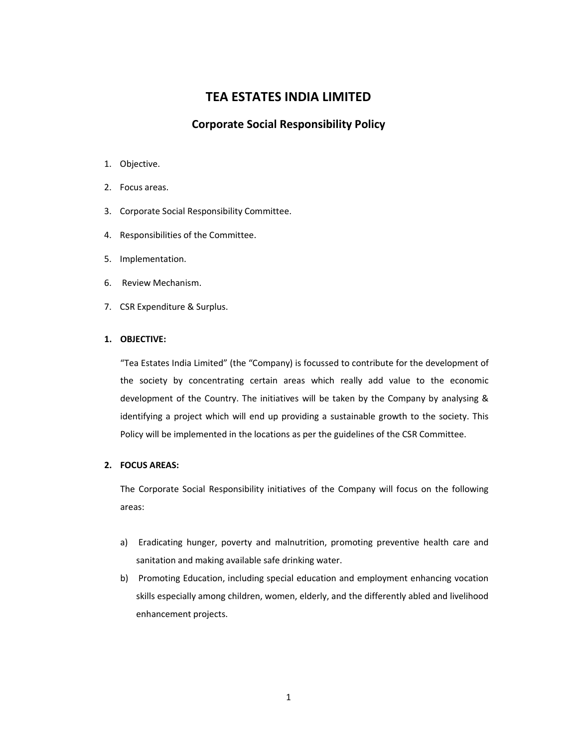# TEA ESTATES INDIA LIMITED

## Corporate Social Responsibility Policy

1. Objective.
2. Focus areas.
3. Corporate Social Responsibility Committee.
4. Responsibilities of the Committee.
5. Implementation.
6. Review Mechanism.
7. CSR Expenditure & Surplus.

### 1. OBJECTIVE:

"Tea Estates India Limited" (the "Company) is focussed to contribute for the development of the society by concentrating certain areas which really add value to the economic development of the Country. The initiatives will be taken by the Company by analysing & identifying a project which will end up providing a sustainable growth to the society. This Policy will be implemented in the locations as per the guidelines of the CSR Committee.

### 2. FOCUS AREAS:

The Corporate Social Responsibility initiatives of the Company will focus on the following areas:

a) Eradicating hunger, poverty and malnutrition, promoting preventive health care and sanitation and making available safe drinking water.

b) Promoting Education, including special education and employment enhancing vocation skills especially among children, women, elderly, and the differently abled and livelihood enhancement projects.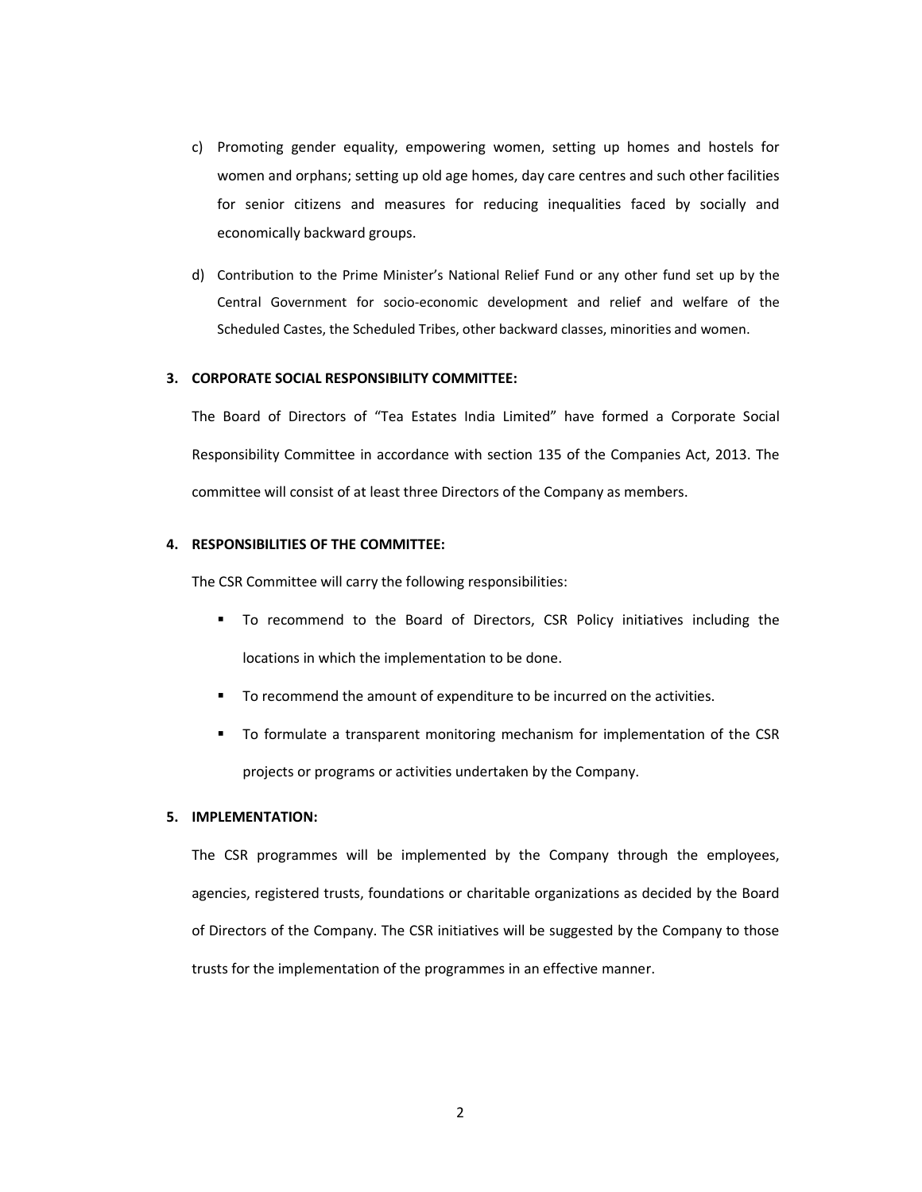c) Promoting gender equality, empowering women, setting up homes and hostels for women and orphans; setting up old age homes, day care centres and such other facilities for senior citizens and measures for reducing inequalities faced by socially and economically backward groups.

d) Contribution to the Prime Minister's National Relief Fund or any other fund set up by the Central Government for socio-economic development and relief and welfare of the Scheduled Castes, the Scheduled Tribes, other backward classes, minorities and women.

### 3. CORPORATE SOCIAL RESPONSIBILITY COMMITTEE:

The Board of Directors of "Tea Estates India Limited" have formed a Corporate Social Responsibility Committee in accordance with section 135 of the Companies Act, 2013. The committee will consist of at least three Directors of the Company as members.

### 4. RESPONSIBILITIES OF THE COMMITTEE:

The CSR Committee will carry the following responsibilities:

- To recommend to the Board of Directors, CSR Policy initiatives including the locations in which the implementation to be done.
- To recommend the amount of expenditure to be incurred on the activities.
- To formulate a transparent monitoring mechanism for implementation of the CSR projects or programs or activities undertaken by the Company.

### 5. IMPLEMENTATION:

The CSR programmes will be implemented by the Company through the employees, agencies, registered trusts, foundations or charitable organizations as decided by the Board of Directors of the Company. The CSR initiatives will be suggested by the Company to those trusts for the implementation of the programmes in an effective manner.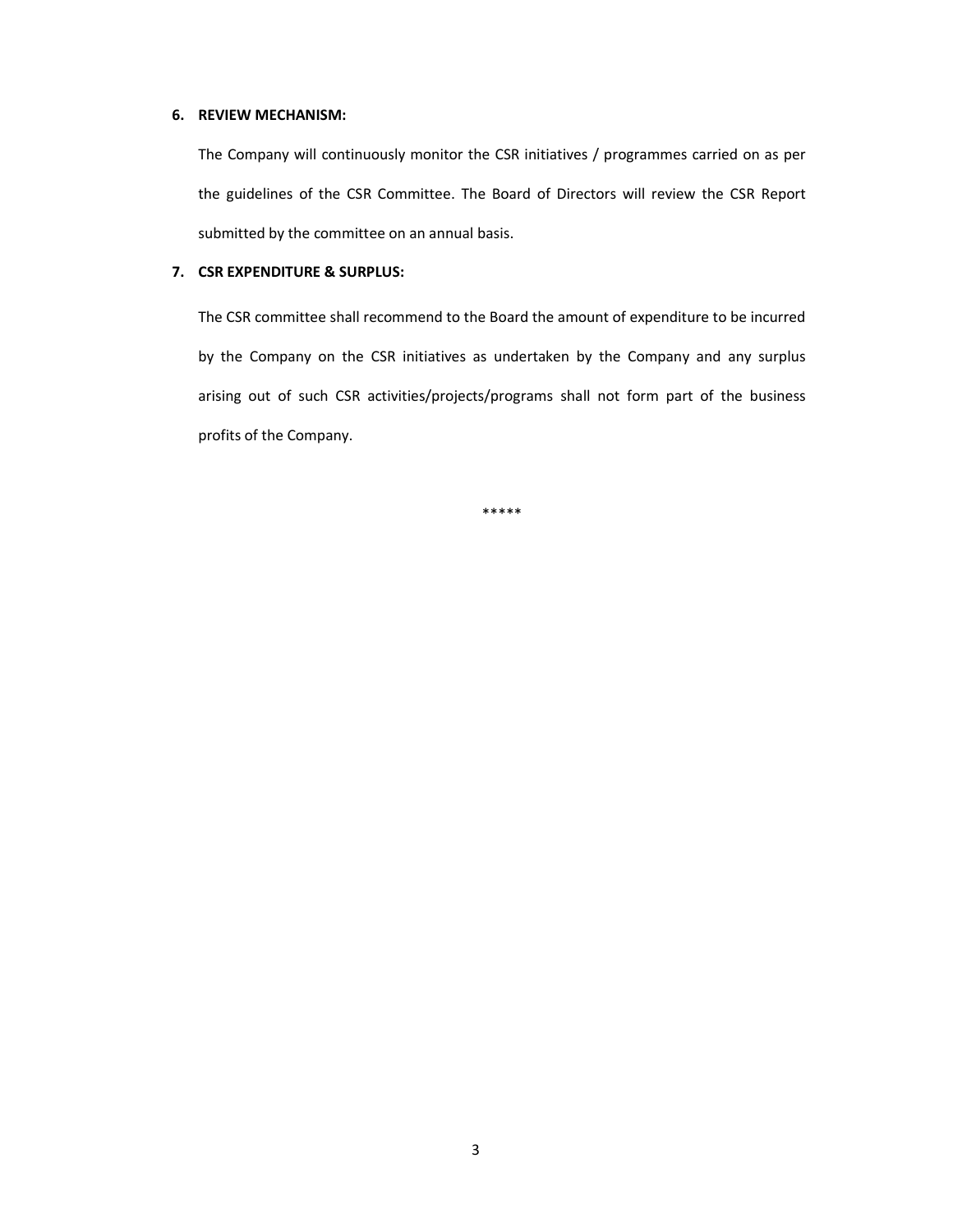**6. REVIEW MECHANISM:**

The Company will continuously monitor the CSR initiatives / programmes carried on as per the guidelines of the CSR Committee. The Board of Directors will review the CSR Report submitted by the committee on an annual basis.

**7. CSR EXPENDITURE & SURPLUS:**

The CSR committee shall recommend to the Board the amount of expenditure to be incurred by the Company on the CSR initiatives as undertaken by the Company and any surplus arising out of such CSR activities/projects/programs shall not form part of the business profits of the Company.

*****